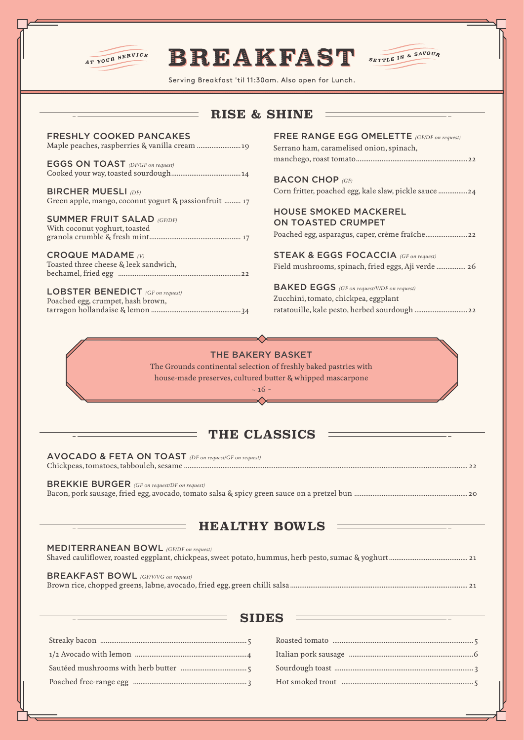*AT YOUR SERVICE*

# BREAKFAST

*SETTLE IN & SAVOUR*

Serving Breakfast 'til 11:30am. Also open for Lunch.

## RISE & SHINE

**FRESHLY COOKED PANCAKES**
Maple peaches, raspberries & vanilla cream ........................19

**EGGS ON TOAST** *(DF/GF on request)*
Cooked your way, toasted sourdough......................................14

**BIRCHER MUESLI** *(DF)*
Green apple, mango, coconut yogurt & passionfruit ......... 17

**SUMMER FRUIT SALAD** *(GF/DF)*
With coconut yoghurt, toasted granola crumble & fresh mint.................................................. 17

**CROQUE MADAME** *(V)*
Toasted three cheese & leek sandwich, bechamel, fried egg ....................................................................22

**LOBSTER BENEDICT** *(GF on request)*
Poached egg, crumpet, hash brown, tarragon hollandaise & lemon .................................................34

**FREE RANGE EGG OMELETTE** *(GF/DF on request)*
Serrano ham, caramelised onion, spinach, manchego, roast tomato.............................................................22

**BACON CHOP** *(GF)*
Corn fritter, poached egg, kale slaw, pickle sauce ................24

**HOUSE SMOKED MACKEREL ON TOASTED CRUMPET**
Poached egg, asparagus, caper, crème fraîche.......................22

**STEAK & EGGS FOCACCIA** *(GF on request)*
Field mushrooms, spinach, fried eggs, Aji verde ................ 26

**BAKED EGGS** *(GF on request/V/DF on request)*
Zucchini, tomato, chickpea, eggplant ratatouille, kale pesto, herbed sourdough .............................22

**THE BAKERY BASKET**
The Grounds continental selection of freshly baked pastries with house-made preserves, cultured butter & whipped mascarpone
~ 16 ~

## THE CLASSICS

**AVOCADO & FETA ON TOAST** *(DF on request/GF on request)*
Chickpeas, tomatoes, tabbouleh, sesame ..... 22

**BREKKIE BURGER** *(GF on request/DF on request)*
Bacon, pork sausage, fried egg, avocado, tomato salsa & spicy green sauce on a pretzel bun ..... 20

## HEALTHY BOWLS

**MEDITERRANEAN BOWL** *(GF/DF on request)*
Shaved cauliflower, roasted eggplant, chickpeas, sweet potato, hummus, herb pesto, sumac & yoghurt..... 21

**BREAKFAST BOWL** *(GF/V/VG on request)*
Brown rice, chopped greens, labne, avocado, fried egg, green chilli salsa..... 21

## SIDES

Streaky bacon ..... 5
1/2 Avocado with lemon ..... 4
Sautéed mushrooms with herb butter ..... 5
Poached free-range egg ..... 3
Roasted tomato ..... 5
Italian pork sausage ..... 6
Sourdough toast ..... 3
Hot smoked trout ..... 5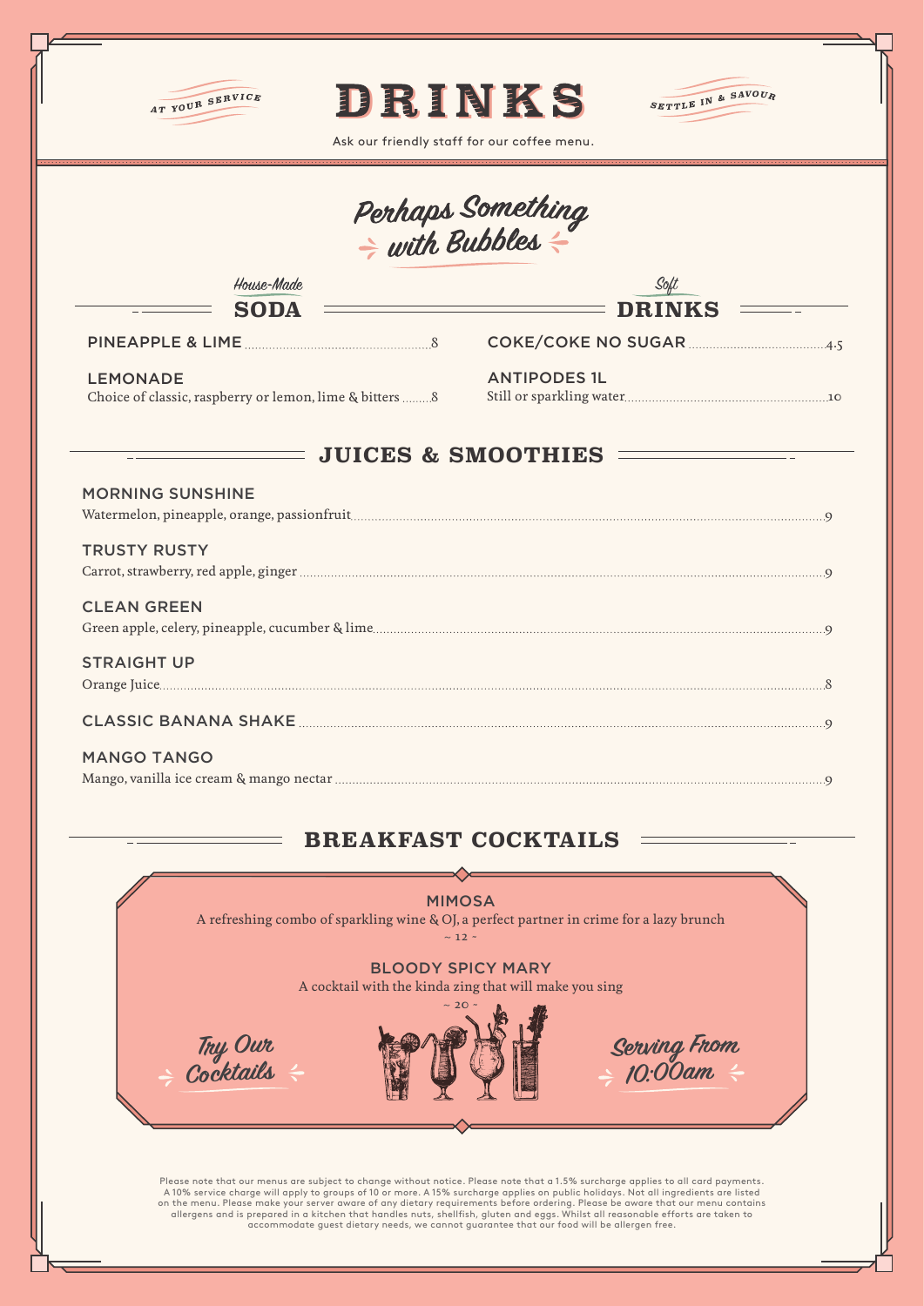AT YOUR SERVICE

# DRINKS

SETTLE IN & SAVOUR

Ask our friendly staff for our coffee menu.

## Perhaps Something with Bubbles

### House-Made SODA

**PINEAPPLE & LIME** ... 8

**LEMONADE**
Choice of classic, raspberry or lemon, lime & bitters ... 8

### Soft DRINKS

**COKE/COKE NO SUGAR** ... 4.5

**ANTIPODES 1L**
Still or sparkling water ... 10

## JUICES & SMOOTHIES

**MORNING SUNSHINE**
Watermelon, pineapple, orange, passionfruit ... 9

**TRUSTY RUSTY**
Carrot, strawberry, red apple, ginger ... 9

**CLEAN GREEN**
Green apple, celery, pineapple, cucumber & lime ... 9

**STRAIGHT UP**
Orange Juice ... 8

**CLASSIC BANANA SHAKE** ... 9

**MANGO TANGO**
Mango, vanilla ice cream & mango nectar ... 9

## BREAKFAST COCKTAILS

**MIMOSA**
A refreshing combo of sparkling wine & OJ, a perfect partner in crime for a lazy brunch
~ 12 ~

**BLOODY SPICY MARY**
A cocktail with the kinda zing that will make you sing
~ 20 ~

Try Our Cocktails

Serving From 10:00am

Please note that our menus are subject to change without notice. Please note that a 1.5% surcharge applies to all card payments. A 10% service charge will apply to groups of 10 or more. A 15% surcharge applies on public holidays. Not all ingredients are listed on the menu. Please make your server aware of any dietary requirements before ordering. Please be aware that our menu contains allergens and is prepared in a kitchen that handles nuts, shellfish, gluten and eggs. Whilst all reasonable efforts are taken to accommodate guest dietary needs, we cannot guarantee that our food will be allergen free.